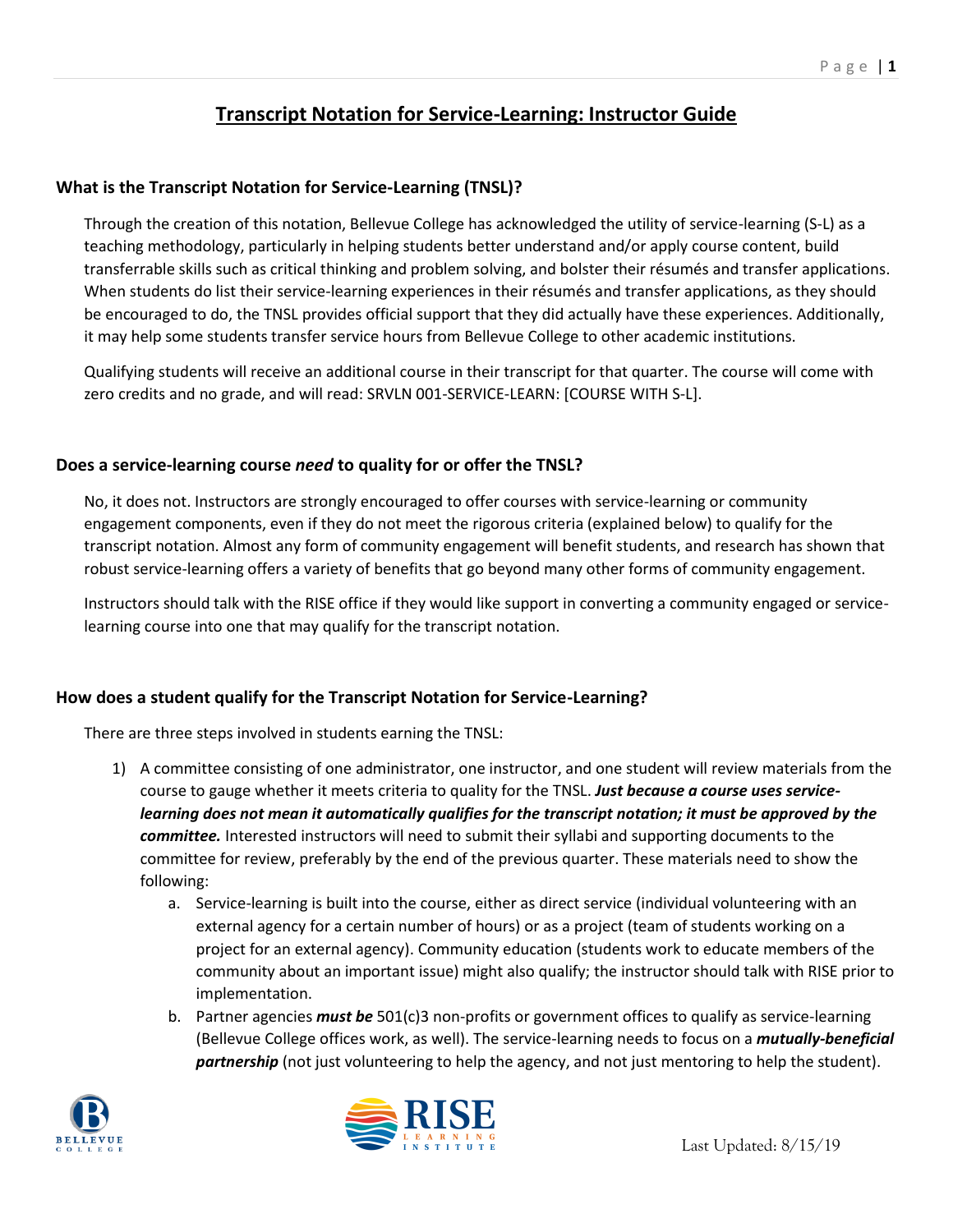# Transcript Notation for Service-Learning: Instructor Guide

## What is the Transcript Notation for Service-Learning (TNSL)?

Through the creation of this notation, Bellevue College has acknowledged the utility of service-learning (S-L) as a teaching methodology, particularly in helping students better understand and/or apply course content, build transferrable skills such as critical thinking and problem solving, and bolster their résumés and transfer applications. When students do list their service-learning experiences in their résumés and transfer applications, as they should be encouraged to do, the TNSL provides official support that they did actually have these experiences. Additionally, it may help some students transfer service hours from Bellevue College to other academic institutions.

Qualifying students will receive an additional course in their transcript for that quarter. The course will come with zero credits and no grade, and will read: SRVLN 001-SERVICE-LEARN: [COURSE WITH S-L].

## Does a service-learning course *need* to quality for or offer the TNSL?

No, it does not. Instructors are strongly encouraged to offer courses with service-learning or community engagement components, even if they do not meet the rigorous criteria (explained below) to qualify for the transcript notation. Almost any form of community engagement will benefit students, and research has shown that robust service-learning offers a variety of benefits that go beyond many other forms of community engagement.

Instructors should talk with the RISE office if they would like support in converting a community engaged or service-learning course into one that may qualify for the transcript notation.

## How does a student qualify for the Transcript Notation for Service-Learning?

There are three steps involved in students earning the TNSL:

1) A committee consisting of one administrator, one instructor, and one student will review materials from the course to gauge whether it meets criteria to quality for the TNSL. ***Just because a course uses service-learning does not mean it automatically qualifies for the transcript notation; it must be approved by the committee.*** Interested instructors will need to submit their syllabi and supporting documents to the committee for review, preferably by the end of the previous quarter. These materials need to show the following:
    a. Service-learning is built into the course, either as direct service (individual volunteering with an external agency for a certain number of hours) or as a project (team of students working on a project for an external agency). Community education (students work to educate members of the community about an important issue) might also qualify; the instructor should talk with RISE prior to implementation.
    b. Partner agencies ***must be*** 501(c)3 non-profits or government offices to qualify as service-learning (Bellevue College offices work, as well). The service-learning needs to focus on a ***mutually-beneficial partnership*** (not just volunteering to help the agency, and not just mentoring to help the student).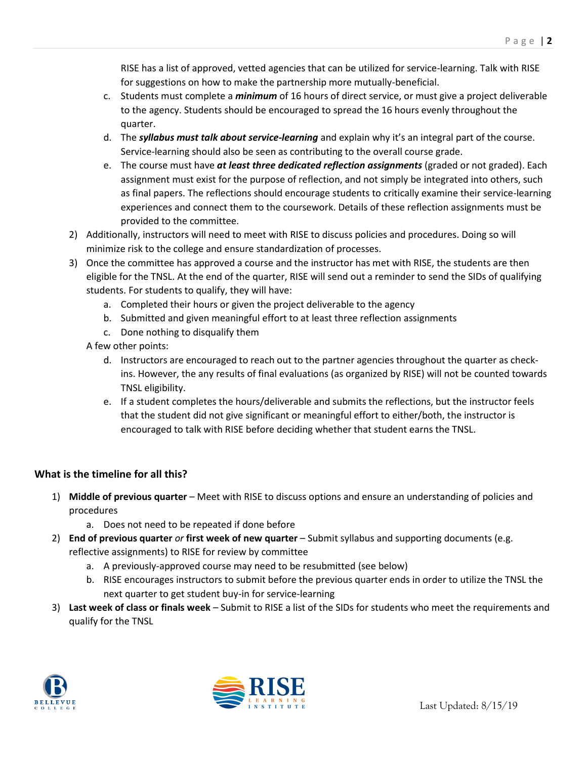RISE has a list of approved, vetted agencies that can be utilized for service-learning. Talk with RISE for suggestions on how to make the partnership more mutually-beneficial.

   c. Students must complete a ***minimum*** of 16 hours of direct service, or must give a project deliverable to the agency. Students should be encouraged to spread the 16 hours evenly throughout the quarter.
   d. The ***syllabus must talk about service-learning*** and explain why it's an integral part of the course. Service-learning should also be seen as contributing to the overall course grade.
   e. The course must have ***at least three dedicated reflection assignments*** (graded or not graded). Each assignment must exist for the purpose of reflection, and not simply be integrated into others, such as final papers. The reflections should encourage students to critically examine their service-learning experiences and connect them to the coursework. Details of these reflection assignments must be provided to the committee.

2) Additionally, instructors will need to meet with RISE to discuss policies and procedures. Doing so will minimize risk to the college and ensure standardization of processes.
3) Once the committee has approved a course and the instructor has met with RISE, the students are then eligible for the TNSL. At the end of the quarter, RISE will send out a reminder to send the SIDs of qualifying students. For students to qualify, they will have:
   a. Completed their hours or given the project deliverable to the agency
   b. Submitted and given meaningful effort to at least three reflection assignments
   c. Done nothing to disqualify them

   A few other points:

   d. Instructors are encouraged to reach out to the partner agencies throughout the quarter as check-ins. However, the any results of final evaluations (as organized by RISE) will not be counted towards TNSL eligibility.
   e. If a student completes the hours/deliverable and submits the reflections, but the instructor feels that the student did not give significant or meaningful effort to either/both, the instructor is encouraged to talk with RISE before deciding whether that student earns the TNSL.

### What is the timeline for all this?

1) **Middle of previous quarter** – Meet with RISE to discuss options and ensure an understanding of policies and procedures
   a. Does not need to be repeated if done before
2) **End of previous quarter** *or* **first week of new quarter** – Submit syllabus and supporting documents (e.g. reflective assignments) to RISE for review by committee
   a. A previously-approved course may need to be resubmitted (see below)
   b. RISE encourages instructors to submit before the previous quarter ends in order to utilize the TNSL the next quarter to get student buy-in for service-learning
3) **Last week of class or finals week** – Submit to RISE a list of the SIDs for students who meet the requirements and qualify for the TNSL

Last Updated: 8/15/19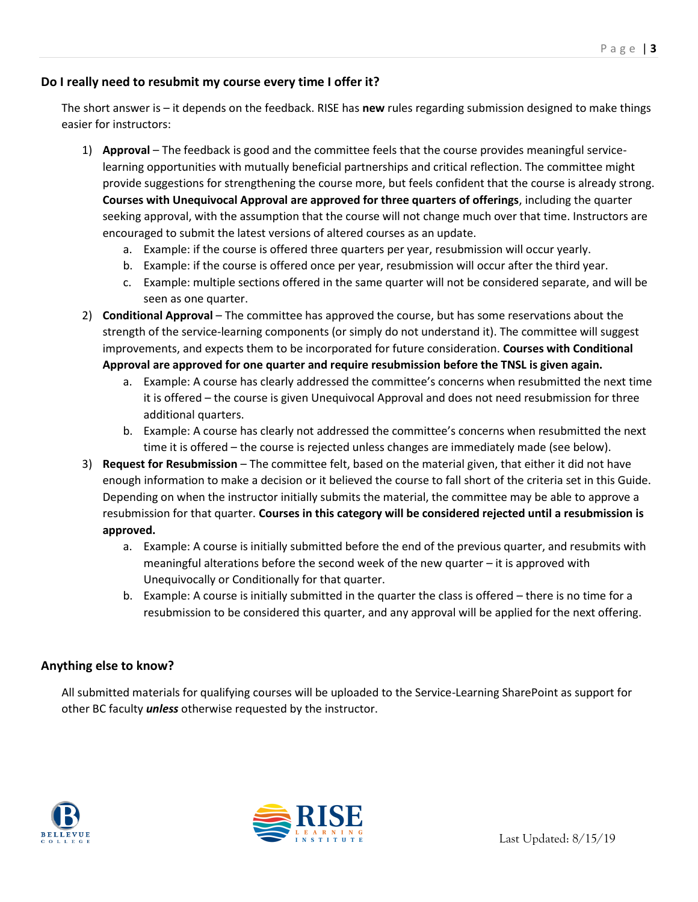## Do I really need to resubmit my course every time I offer it?

The short answer is – it depends on the feedback. RISE has **new** rules regarding submission designed to make things easier for instructors:

1) **Approval** – The feedback is good and the committee feels that the course provides meaningful service-learning opportunities with mutually beneficial partnerships and critical reflection. The committee might provide suggestions for strengthening the course more, but feels confident that the course is already strong. **Courses with Unequivocal Approval are approved for three quarters of offerings**, including the quarter seeking approval, with the assumption that the course will not change much over that time. Instructors are encouraged to submit the latest versions of altered courses as an update.
    a. Example: if the course is offered three quarters per year, resubmission will occur yearly.
    b. Example: if the course is offered once per year, resubmission will occur after the third year.
    c. Example: multiple sections offered in the same quarter will not be considered separate, and will be seen as one quarter.
2) **Conditional Approval** – The committee has approved the course, but has some reservations about the strength of the service-learning components (or simply do not understand it). The committee will suggest improvements, and expects them to be incorporated for future consideration. **Courses with Conditional Approval are approved for one quarter and require resubmission before the TNSL is given again.**
    a. Example: A course has clearly addressed the committee's concerns when resubmitted the next time it is offered – the course is given Unequivocal Approval and does not need resubmission for three additional quarters.
    b. Example: A course has clearly not addressed the committee's concerns when resubmitted the next time it is offered – the course is rejected unless changes are immediately made (see below).
3) **Request for Resubmission** – The committee felt, based on the material given, that either it did not have enough information to make a decision or it believed the course to fall short of the criteria set in this Guide. Depending on when the instructor initially submits the material, the committee may be able to approve a resubmission for that quarter. **Courses in this category will be considered rejected until a resubmission is approved.**
    a. Example: A course is initially submitted before the end of the previous quarter, and resubmits with meaningful alterations before the second week of the new quarter – it is approved with Unequivocally or Conditionally for that quarter.
    b. Example: A course is initially submitted in the quarter the class is offered – there is no time for a resubmission to be considered this quarter, and any approval will be applied for the next offering.

## Anything else to know?

All submitted materials for qualifying courses will be uploaded to the Service-Learning SharePoint as support for other BC faculty ***unless*** otherwise requested by the instructor.

Last Updated: 8/15/19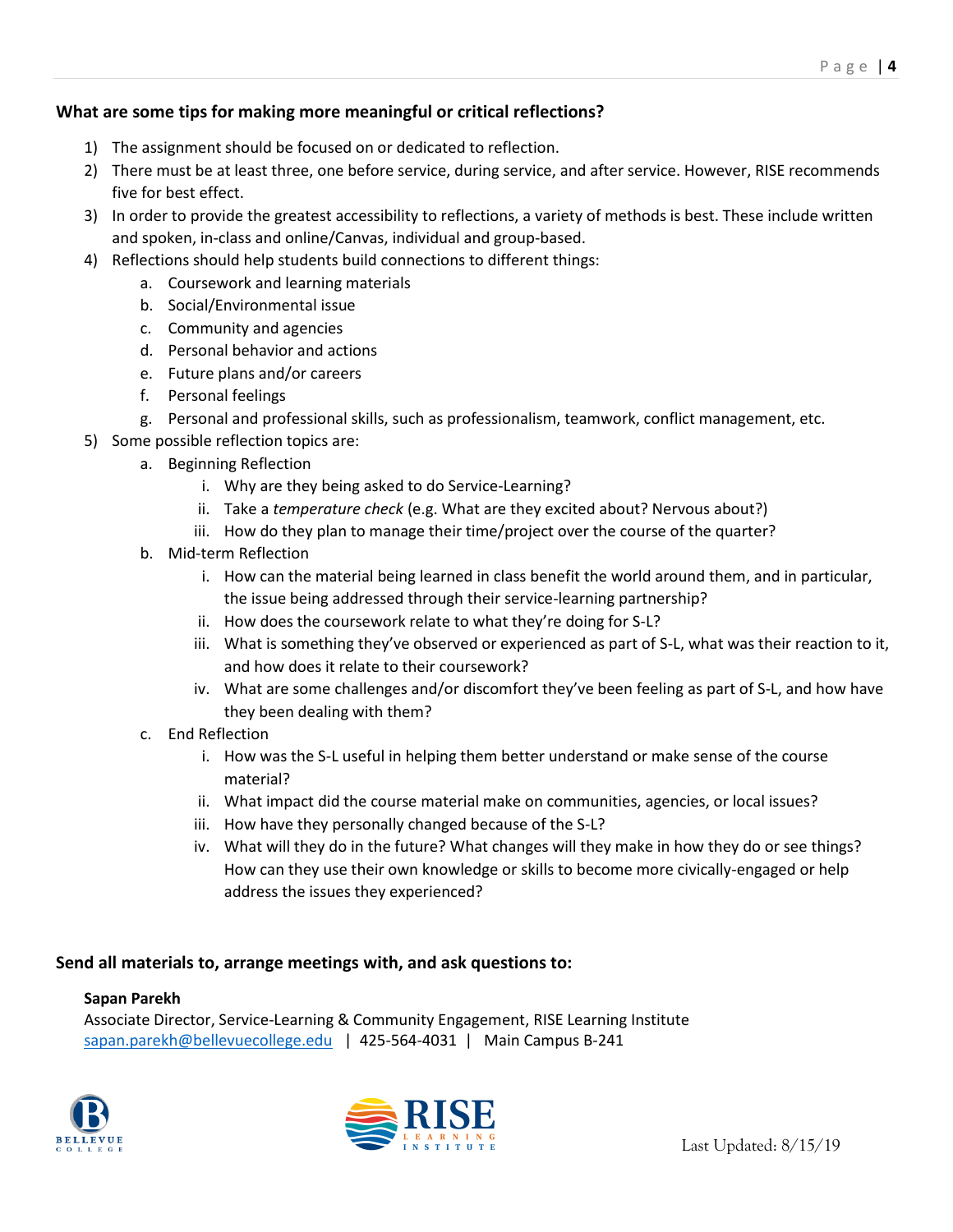## What are some tips for making more meaningful or critical reflections?

1) The assignment should be focused on or dedicated to reflection.
2) There must be at least three, one before service, during service, and after service. However, RISE recommends five for best effect.
3) In order to provide the greatest accessibility to reflections, a variety of methods is best. These include written and spoken, in-class and online/Canvas, individual and group-based.
4) Reflections should help students build connections to different things:
   a. Coursework and learning materials
   b. Social/Environmental issue
   c. Community and agencies
   d. Personal behavior and actions
   e. Future plans and/or careers
   f. Personal feelings
   g. Personal and professional skills, such as professionalism, teamwork, conflict management, etc.
5) Some possible reflection topics are:
   a. Beginning Reflection
      i. Why are they being asked to do Service-Learning?
      ii. Take a *temperature check* (e.g. What are they excited about? Nervous about?)
      iii. How do they plan to manage their time/project over the course of the quarter?
   b. Mid-term Reflection
      i. How can the material being learned in class benefit the world around them, and in particular, the issue being addressed through their service-learning partnership?
      ii. How does the coursework relate to what they're doing for S-L?
      iii. What is something they've observed or experienced as part of S-L, what was their reaction to it, and how does it relate to their coursework?
      iv. What are some challenges and/or discomfort they've been feeling as part of S-L, and how have they been dealing with them?
   c. End Reflection
      i. How was the S-L useful in helping them better understand or make sense of the course material?
      ii. What impact did the course material make on communities, agencies, or local issues?
      iii. How have they personally changed because of the S-L?
      iv. What will they do in the future? What changes will they make in how they do or see things? How can they use their own knowledge or skills to become more civically-engaged or help address the issues they experienced?

## Send all materials to, arrange meetings with, and ask questions to:

**Sapan Parekh**
Associate Director, Service-Learning & Community Engagement, RISE Learning Institute
sapan.parekh@bellevuecollege.edu | 425-564-4031 | Main Campus B-241

BELLEVUE COLLEGE

RISE LEARNING INSTITUTE

Last Updated: 8/15/19